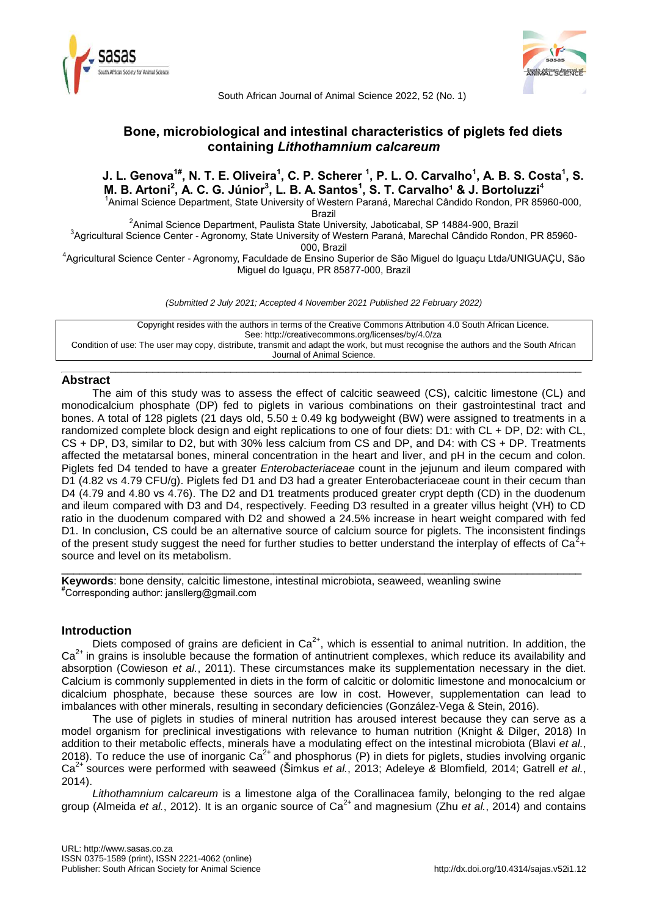# Bone, microbiological and intestinal characteristics of piglets fed diets containing *Lithothamnium calcareum*

**J. L. Genova[1#], N. T. E. Oliveira[1], C. P. Scherer [1], P. L. O. Carvalho[1], A. B. S. Costa[1], S. M. B. Artoni[2], A. C. G. Júnior[3], L. B. A. Santos[1], S. T. Carvalho[1] & J. Bortoluzzi[4]**

[1]Animal Science Department, State University of Western Paraná, Marechal Cândido Rondon, PR 85960-000, Brazil

[2]Animal Science Department, Paulista State University, Jaboticabal, SP 14884-900, Brazil

[3]Agricultural Science Center - Agronomy, State University of Western Paraná, Marechal Cândido Rondon, PR 85960-000, Brazil

[4]Agricultural Science Center - Agronomy, Faculdade de Ensino Superior de São Miguel do Iguaçu Ltda/UNIGUAÇU, São Miguel do Iguaçu, PR 85877-000, Brazil

*(Submitted 2 July 2021; Accepted 4 November 2021 Published 22 February 2022)*

Copyright resides with the authors in terms of the Creative Commons Attribution 4.0 South African Licence.
See: http://creativecommons.org/licenses/by/4.0/za
Condition of use: The user may copy, distribute, transmit and adapt the work, but must recognise the authors and the South African Journal of Animal Science.

## Abstract

The aim of this study was to assess the effect of calcitic seaweed (CS), calcitic limestone (CL) and monodicalcium phosphate (DP) fed to piglets in various combinations on their gastrointestinal tract and bones. A total of 128 piglets (21 days old, 5.50 ± 0.49 kg bodyweight (BW) were assigned to treatments in a randomized complete block design and eight replications to one of four diets: D1: with CL + DP, D2: with CL, CS + DP, D3, similar to D2, but with 30% less calcium from CS and DP, and D4: with CS + DP. Treatments affected the metatarsal bones, mineral concentration in the heart and liver, and pH in the cecum and colon. Piglets fed D4 tended to have a greater *Enterobacteriaceae* count in the jejunum and ileum compared with D1 (4.82 vs 4.79 CFU/g). Piglets fed D1 and D3 had a greater Enterobacteriaceae count in their cecum than D4 (4.79 and 4.80 vs 4.76). The D2 and D1 treatments produced greater crypt depth (CD) in the duodenum and ileum compared with D3 and D4, respectively. Feeding D3 resulted in a greater villus height (VH) to CD ratio in the duodenum compared with D2 and showed a 24.5% increase in heart weight compared with fed D1. In conclusion, CS could be an alternative source of calcium source for piglets. The inconsistent findings of the present study suggest the need for further studies to better understand the interplay of effects of $Ca^{2}$+ source and level on its metabolism.

**Keywords**: bone density, calcitic limestone, intestinal microbiota, seaweed, weanling swine
[#]Corresponding author: janslleg@gmail.com

## Introduction

Diets composed of grains are deficient in $Ca^{2+}$, which is essential to animal nutrition. In addition, the $Ca^{2+}$ in grains is insoluble because the formation of antinutrient complexes, which reduce its availability and absorption (Cowieson *et al.*, 2011). These circumstances make its supplementation necessary in the diet. Calcium is commonly supplemented in diets in the form of calcitic or dolomitic limestone and monocalcium or dicalcium phosphate, because these sources are low in cost. However, supplementation can lead to imbalances with other minerals, resulting in secondary deficiencies (González-Vega & Stein, 2016).

The use of piglets in studies of mineral nutrition has aroused interest because they can serve as a model organism for preclinical investigations with relevance to human nutrition (Knight & Dilger, 2018) In addition to their metabolic effects, minerals have a modulating effect on the intestinal microbiota (Blavi *et al.*, 2018). To reduce the use of inorganic $Ca^{2+}$ and phosphorus (P) in diets for piglets, studies involving organic $Ca^{2+}$ sources were performed with seaweed (Šimkus *et al.*, 2013; Adeleye *&* Blomfield*,* 2014; Gatrell *et al.*, 2014).

*Lithothamnium calcareum* is a limestone alga of the Corallinacea family, belonging to the red algae group (Almeida *et al.*, 2012). It is an organic source of $Ca^{2+}$ and magnesium (Zhu *et al.*, 2014) and contains

URL: http://www.sasas.co.za
ISSN 0375-1589 (print), ISSN 2221-4062 (online)
Publisher: South African Society for Animal Science
http://dx.doi.org/10.4314/sajas.v52i1.12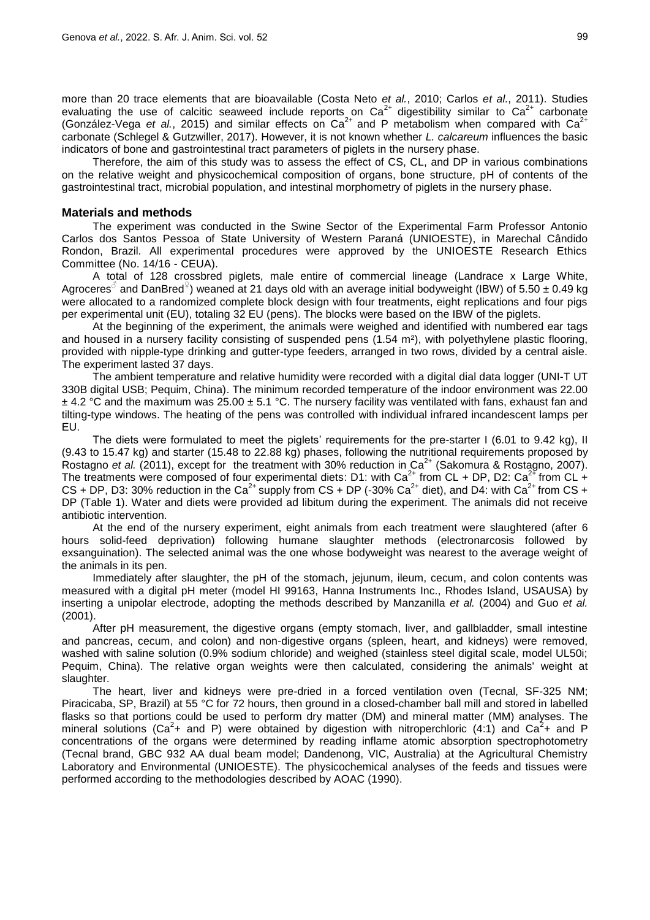more than 20 trace elements that are bioavailable (Costa Neto *et al.*, 2010; Carlos *et al.*, 2011). Studies evaluating the use of calcitic seaweed include reports on $Ca^{2+}$ digestibility similar to $Ca^{2+}$ carbonate (González-Vega *et al.*, 2015) and similar effects on $Ca^{2+}$ and P metabolism when compared with $Ca^{2+}$ carbonate (Schlegel & Gutzwiller, 2017). However, it is not known whether *L. calcareum* influences the basic indicators of bone and gastrointestinal tract parameters of piglets in the nursery phase.

Therefore, the aim of this study was to assess the effect of CS, CL, and DP in various combinations on the relative weight and physicochemical composition of organs, bone structure, pH of contents of the gastrointestinal tract, microbial population, and intestinal morphometry of piglets in the nursery phase.

## Materials and methods

The experiment was conducted in the Swine Sector of the Experimental Farm Professor Antonio Carlos dos Santos Pessoa of State University of Western Paraná (UNIOESTE), in Marechal Cândido Rondon, Brazil. All experimental procedures were approved by the UNIOESTE Research Ethics Committee (No. 14/16 - CEUA).

A total of 128 crossbred piglets, male entire of commercial lineage (Landrace x Large White, Agroceres♂ and DanBred♀) weaned at 21 days old with an average initial bodyweight (IBW) of 5.50 ± 0.49 kg were allocated to a randomized complete block design with four treatments, eight replications and four pigs per experimental unit (EU), totaling 32 EU (pens). The blocks were based on the IBW of the piglets.

At the beginning of the experiment, the animals were weighed and identified with numbered ear tags and housed in a nursery facility consisting of suspended pens (1.54 m²), with polyethylene plastic flooring, provided with nipple-type drinking and gutter-type feeders, arranged in two rows, divided by a central aisle. The experiment lasted 37 days.

The ambient temperature and relative humidity were recorded with a digital dial data logger (UNI-T UT 330B digital USB; Pequim, China). The minimum recorded temperature of the indoor environment was 22.00 ± 4.2 °C and the maximum was 25.00 ± 5.1 °C. The nursery facility was ventilated with fans, exhaust fan and tilting-type windows. The heating of the pens was controlled with individual infrared incandescent lamps per EU.

The diets were formulated to meet the piglets' requirements for the pre-starter I (6.01 to 9.42 kg), II (9.43 to 15.47 kg) and starter (15.48 to 22.88 kg) phases, following the nutritional requirements proposed by Rostagno *et al.* (2011), except for the treatment with 30% reduction in $Ca^{2+}$ (Sakomura & Rostagno, 2007). The treatments were composed of four experimental diets: D1: with $Ca^{2+}$ from CL + DP, D2: $Ca^{2+}$ from CL + CS + DP, D3: 30% reduction in the $Ca^{2+}$ supply from CS + DP (-30% $Ca^{2+}$ diet), and D4: with $Ca^{2+}$ from CS + DP (Table 1). Water and diets were provided ad libitum during the experiment. The animals did not receive antibiotic intervention.

At the end of the nursery experiment, eight animals from each treatment were slaughtered (after 6 hours solid-feed deprivation) following humane slaughter methods (electronarcosis followed by exsanguination). The selected animal was the one whose bodyweight was nearest to the average weight of the animals in its pen.

Immediately after slaughter, the pH of the stomach, jejunum, ileum, cecum, and colon contents was measured with a digital pH meter (model HI 99163, Hanna Instruments Inc., Rhodes Island, USAUSA) by inserting a unipolar electrode, adopting the methods described by Manzanilla *et al.* (2004) and Guo *et al.* (2001).

After pH measurement, the digestive organs (empty stomach, liver, and gallbladder, small intestine and pancreas, cecum, and colon) and non-digestive organs (spleen, heart, and kidneys) were removed, washed with saline solution (0.9% sodium chloride) and weighed (stainless steel digital scale, model UL50i; Pequim, China). The relative organ weights were then calculated, considering the animals' weight at slaughter.

The heart, liver and kidneys were pre-dried in a forced ventilation oven (Tecnal, SF-325 NM; Piracicaba, SP, Brazil) at 55 °C for 72 hours, then ground in a closed-chamber ball mill and stored in labelled flasks so that portions could be used to perform dry matter (DM) and mineral matter (MM) analyses. The mineral solutions ($Ca^{2+}$ and P) were obtained by digestion with nitroperchloric (4:1) and $Ca^{2+}$ and P concentrations of the organs were determined by reading inflame atomic absorption spectrophotometry (Tecnal brand, GBC 932 AA dual beam model; Dandenong, VIC, Australia) at the Agricultural Chemistry Laboratory and Environmental (UNIOESTE). The physicochemical analyses of the feeds and tissues were performed according to the methodologies described by AOAC (1990).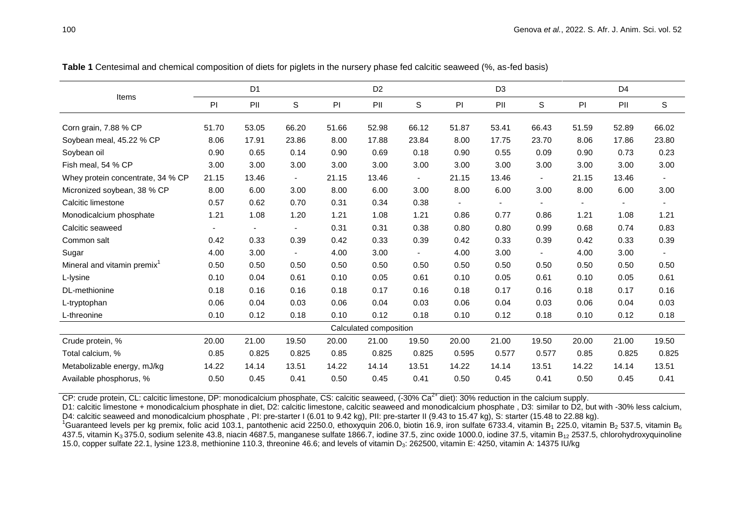**Table 1** Centesimal and chemical composition of diets for piglets in the nursery phase fed calcitic seaweed (%, as-fed basis)

| Items | D1 | | | D2 | | | D3 | | | D4 | | |
|---|---|---|---|---|---|---|---|---|---|---|---|---|
| | PI | PII | S | PI | PII | S | PI | PII | S | PI | PII | S |
| Corn grain, 7.88 % CP | 51.70 | 53.05 | 66.20 | 51.66 | 52.98 | 66.12 | 51.87 | 53.41 | 66.43 | 51.59 | 52.89 | 66.02 |
| Soybean meal, 45.22 % CP | 8.06 | 17.91 | 23.86 | 8.00 | 17.88 | 23.84 | 8.00 | 17.75 | 23.70 | 8.06 | 17.86 | 23.80 |
| Soybean oil | 0.90 | 0.65 | 0.14 | 0.90 | 0.69 | 0.18 | 0.90 | 0.55 | 0.09 | 0.90 | 0.73 | 0.23 |
| Fish meal, 54 % CP | 3.00 | 3.00 | 3.00 | 3.00 | 3.00 | 3.00 | 3.00 | 3.00 | 3.00 | 3.00 | 3.00 | 3.00 |
| Whey protein concentrate, 34 % CP | 21.15 | 13.46 | - | 21.15 | 13.46 | - | 21.15 | 13.46 | - | 21.15 | 13.46 | - |
| Micronized soybean, 38 % CP | 8.00 | 6.00 | 3.00 | 8.00 | 6.00 | 3.00 | 8.00 | 6.00 | 3.00 | 8.00 | 6.00 | 3.00 |
| Calcitic limestone | 0.57 | 0.62 | 0.70 | 0.31 | 0.34 | 0.38 | - | - | - | - | - | - |
| Monodicalcium phosphate | 1.21 | 1.08 | 1.20 | 1.21 | 1.08 | 1.21 | 0.86 | 0.77 | 0.86 | 1.21 | 1.08 | 1.21 |
| Calcitic seaweed | - | - | - | 0.31 | 0.31 | 0.38 | 0.80 | 0.80 | 0.99 | 0.68 | 0.74 | 0.83 |
| Common salt | 0.42 | 0.33 | 0.39 | 0.42 | 0.33 | 0.39 | 0.42 | 0.33 | 0.39 | 0.42 | 0.33 | 0.39 |
| Sugar | 4.00 | 3.00 | - | 4.00 | 3.00 | - | 4.00 | 3.00 | - | 4.00 | 3.00 | - |
| Mineral and vitamin premix[1] | 0.50 | 0.50 | 0.50 | 0.50 | 0.50 | 0.50 | 0.50 | 0.50 | 0.50 | 0.50 | 0.50 | 0.50 |
| L-lysine | 0.10 | 0.04 | 0.61 | 0.10 | 0.05 | 0.61 | 0.10 | 0.05 | 0.61 | 0.10 | 0.05 | 0.61 |
| DL-methionine | 0.18 | 0.16 | 0.16 | 0.18 | 0.17 | 0.16 | 0.18 | 0.17 | 0.16 | 0.18 | 0.17 | 0.16 |
| L-tryptophan | 0.06 | 0.04 | 0.03 | 0.06 | 0.04 | 0.03 | 0.06 | 0.04 | 0.03 | 0.06 | 0.04 | 0.03 |
| L-threonine | 0.10 | 0.12 | 0.18 | 0.10 | 0.12 | 0.18 | 0.10 | 0.12 | 0.18 | 0.10 | 0.12 | 0.18 |
| Calculated composition | | | | | | | | | | | | |
| Crude protein, % | 20.00 | 21.00 | 19.50 | 20.00 | 21.00 | 19.50 | 20.00 | 21.00 | 19.50 | 20.00 | 21.00 | 19.50 |
| Total calcium, % | 0.85 | 0.825 | 0.825 | 0.85 | 0.825 | 0.825 | 0.595 | 0.577 | 0.577 | 0.85 | 0.825 | 0.825 |
| Metabolizable energy, mJ/kg | 14.22 | 14.14 | 13.51 | 14.22 | 14.14 | 13.51 | 14.22 | 14.14 | 13.51 | 14.22 | 14.14 | 13.51 |
| Available phosphorus, % | 0.50 | 0.45 | 0.41 | 0.50 | 0.45 | 0.41 | 0.50 | 0.45 | 0.41 | 0.50 | 0.45 | 0.41 |

CP: crude protein, CL: calcitic limestone, DP: monodicalcium phosphate, CS: calcitic seaweed, (-30% $Ca^{2+}$ diet): 30% reduction in the calcium supply.

D1: calcitic limestone + monodicalcium phosphate in diet, D2: calcitic limestone, calcitic seaweed and monodicalcium phosphate , D3: similar to D2, but with -30% less calcium, D4: calcitic seaweed and monodicalcium phosphate , PI: pre-starter I (6.01 to 9.42 kg), PII: pre-starter II (9.43 to 15.47 kg), S: starter (15.48 to 22.88 kg).

[1]Guaranteed levels per kg premix, folic acid 103.1, pantothenic acid 2250.0, ethoxyquin 206.0, biotin 16.9, iron sulfate 6733.4, vitamin $B_1$ 225.0, vitamin $B_2$ 537.5, vitamin $B_6$ 437.5, vitamin $K_3$ 375.0, sodium selenite 43.8, niacin 4687.5, manganese sulfate 1866.7, iodine 37.5, zinc oxide 1000.0, iodine 37.5, vitamin $B_{12}$ 2537.5, chlorohydroxyquinoline 15.0, copper sulfate 22.1, lysine 123.8, methionine 110.3, threonine 46.6; and levels of vitamin $D_3$: 262500, vitamin E: 4250, vitamin A: 14375 IU/kg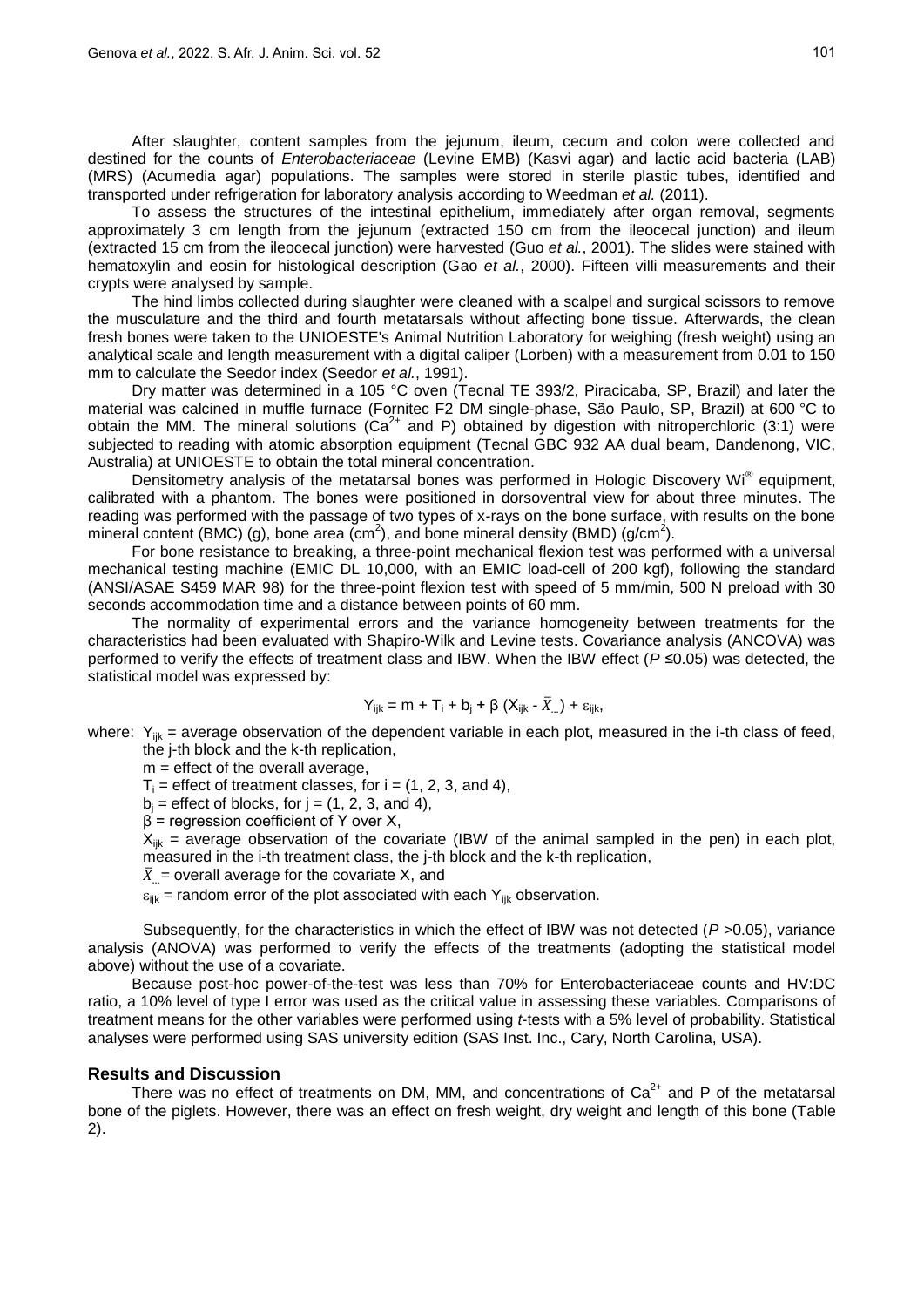After slaughter, content samples from the jejunum, ileum, cecum and colon were collected and destined for the counts of *Enterobacteriaceae* (Levine EMB) (Kasvi agar) and lactic acid bacteria (LAB) (MRS) (Acumedia agar) populations. The samples were stored in sterile plastic tubes, identified and transported under refrigeration for laboratory analysis according to Weedman *et al.* (2011).

To assess the structures of the intestinal epithelium, immediately after organ removal, segments approximately 3 cm length from the jejunum (extracted 150 cm from the ileocecal junction) and ileum (extracted 15 cm from the ileocecal junction) were harvested (Guo *et al.*, 2001). The slides were stained with hematoxylin and eosin for histological description (Gao *et al.*, 2000). Fifteen villi measurements and their crypts were analysed by sample.

The hind limbs collected during slaughter were cleaned with a scalpel and surgical scissors to remove the musculature and the third and fourth metatarsals without affecting bone tissue. Afterwards, the clean fresh bones were taken to the UNIOESTE's Animal Nutrition Laboratory for weighing (fresh weight) using an analytical scale and length measurement with a digital caliper (Lorben) with a measurement from 0.01 to 150 mm to calculate the Seedor index (Seedor *et al.*, 1991).

Dry matter was determined in a 105 °C oven (Tecnal TE 393/2, Piracicaba, SP, Brazil) and later the material was calcined in muffle furnace (Fornitec F2 DM single-phase, São Paulo, SP, Brazil) at 600 °C to obtain the MM. The mineral solutions ($Ca^{2+}$ and P) obtained by digestion with nitroperchloric (3:1) were subjected to reading with atomic absorption equipment (Tecnal GBC 932 AA dual beam, Dandenong, VIC, Australia) at UNIOESTE to obtain the total mineral concentration.

Densitometry analysis of the metatarsal bones was performed in Hologic Discovery Wi® equipment, calibrated with a phantom. The bones were positioned in dorsoventral view for about three minutes. The reading was performed with the passage of two types of x-rays on the bone surface, with results on the bone mineral content (BMC) (g), bone area ($cm^2$), and bone mineral density (BMD) ($g/cm^2$).

For bone resistance to breaking, a three-point mechanical flexion test was performed with a universal mechanical testing machine (EMIC DL 10,000, with an EMIC load-cell of 200 kgf), following the standard (ANSI/ASAE S459 MAR 98) for the three-point flexion test with speed of 5 mm/min, 500 N preload with 30 seconds accommodation time and a distance between points of 60 mm.

The normality of experimental errors and the variance homogeneity between treatments for the characteristics had been evaluated with Shapiro-Wilk and Levine tests. Covariance analysis (ANCOVA) was performed to verify the effects of treatment class and IBW. When the IBW effect ($P \leq 0.05$) was detected, the statistical model was expressed by:

$$Y_{ijk} = m + T_i + b_j + \beta\,(X_{ijk} - \bar{X}_{...}) + \varepsilon_{ijk},$$

where: $Y_{ijk}$ = average observation of the dependent variable in each plot, measured in the i-th class of feed, the j-th block and the k-th replication,

$m$ = effect of the overall average,

$T_i$ = effect of treatment classes, for i = (1, 2, 3, and 4),

$b_j$ = effect of blocks, for j = (1, 2, 3, and 4),

$\beta$ = regression coefficient of Y over X,

$X_{ijk}$ = average observation of the covariate (IBW of the animal sampled in the pen) in each plot, measured in the i-th treatment class, the j-th block and the k-th replication,

$\bar{X}_{...}$ = overall average for the covariate X, and

$\varepsilon_{ijk}$ = random error of the plot associated with each $Y_{ijk}$ observation.

Subsequently, for the characteristics in which the effect of IBW was not detected ($P > 0.05$), variance analysis (ANOVA) was performed to verify the effects of the treatments (adopting the statistical model above) without the use of a covariate.

Because post-hoc power-of-the-test was less than 70% for Enterobacteriaceae counts and HV:DC ratio, a 10% level of type I error was used as the critical value in assessing these variables. Comparisons of treatment means for the other variables were performed using *t*-tests with a 5% level of probability. Statistical analyses were performed using SAS university edition (SAS Inst. Inc., Cary, North Carolina, USA).

## Results and Discussion

There was no effect of treatments on DM, MM, and concentrations of $Ca^{2+}$ and P of the metatarsal bone of the piglets. However, there was an effect on fresh weight, dry weight and length of this bone (Table 2).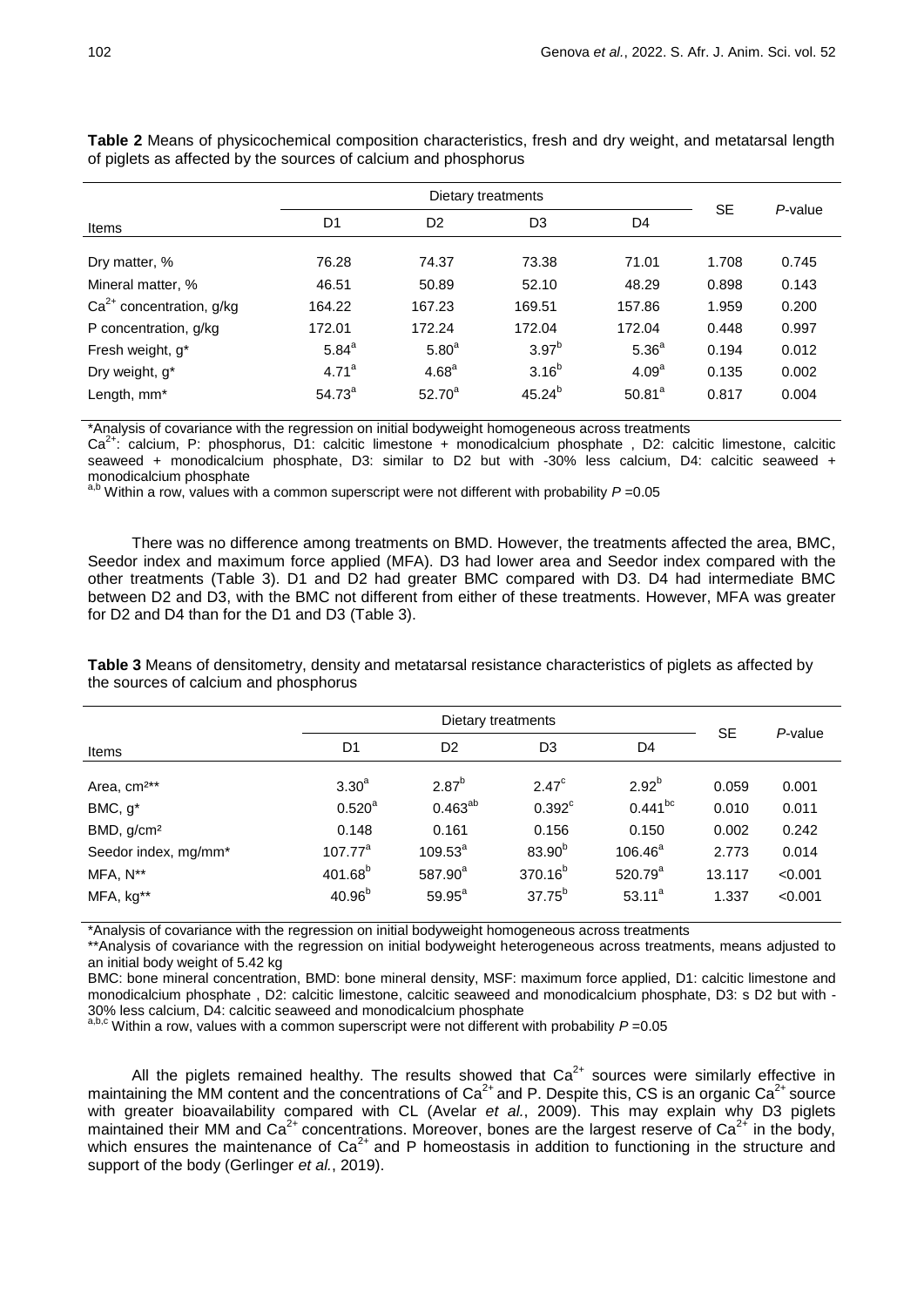**Table 2** Means of physicochemical composition characteristics, fresh and dry weight, and metatarsal length of piglets as affected by the sources of calcium and phosphorus

| Items | Dietary treatments | | | | SE | *P*-value |
|---|---|---|---|---|---|---|
| | D1 | D2 | D3 | D4 | | |
| Dry matter, % | 76.28 | 74.37 | 73.38 | 71.01 | 1.708 | 0.745 |
| Mineral matter, % | 46.51 | 50.89 | 52.10 | 48.29 | 0.898 | 0.143 |
| $Ca^{2+}$ concentration, g/kg | 164.22 | 167.23 | 169.51 | 157.86 | 1.959 | 0.200 |
| P concentration, g/kg | 172.01 | 172.24 | 172.04 | 172.04 | 0.448 | 0.997 |
| Fresh weight, g* | $5.84^{a}$ | $5.80^{a}$ | $3.97^{b}$ | $5.36^{a}$ | 0.194 | 0.012 |
| Dry weight, g* | $4.71^{a}$ | $4.68^{a}$ | $3.16^{b}$ | $4.09^{a}$ | 0.135 | 0.002 |
| Length, mm* | $54.73^{a}$ | $52.70^{a}$ | $45.24^{b}$ | $50.81^{a}$ | 0.817 | 0.004 |

*Analysis of covariance with the regression on initial bodyweight homogeneous across treatments

$Ca^{2+}$: calcium, P: phosphorus, D1: calcitic limestone + monodicalcium phosphate , D2: calcitic limestone, calcitic seaweed + monodicalcium phosphate, D3: similar to D2 but with -30% less calcium, D4: calcitic seaweed + monodicalcium phosphate

[a,b] Within a row, values with a common superscript were not different with probability *P* =0.05

There was no difference among treatments on BMD. However, the treatments affected the area, BMC, Seedor index and maximum force applied (MFA). D3 had lower area and Seedor index compared with the other treatments (Table 3). D1 and D2 had greater BMC compared with D3. D4 had intermediate BMC between D2 and D3, with the BMC not different from either of these treatments. However, MFA was greater for D2 and D4 than for the D1 and D3 (Table 3).

**Table 3** Means of densitometry, density and metatarsal resistance characteristics of piglets as affected by the sources of calcium and phosphorus

| Items | Dietary treatments | | | | SE | *P*-value |
|---|---|---|---|---|---|---|
| | D1 | D2 | D3 | D4 | | |
| Area, cm²** | $3.30^{a}$ | $2.87^{b}$ | $2.47^{c}$ | $2.92^{b}$ | 0.059 | 0.001 |
| BMC, g* | $0.520^{a}$ | $0.463^{ab}$ | $0.392^{c}$ | $0.441^{bc}$ | 0.010 | 0.011 |
| BMD, g/cm² | 0.148 | 0.161 | 0.156 | 0.150 | 0.002 | 0.242 |
| Seedor index, mg/mm* | $107.77^{a}$ | $109.53^{a}$ | $83.90^{b}$ | $106.46^{a}$ | 2.773 | 0.014 |
| MFA, N** | $401.68^{b}$ | $587.90^{a}$ | $370.16^{b}$ | $520.79^{a}$ | 13.117 | <0.001 |
| MFA, kg** | $40.96^{b}$ | $59.95^{a}$ | $37.75^{b}$ | $53.11^{a}$ | 1.337 | <0.001 |

*Analysis of covariance with the regression on initial bodyweight homogeneous across treatments

**Analysis of covariance with the regression on initial bodyweight heterogeneous across treatments, means adjusted to an initial body weight of 5.42 kg

BMC: bone mineral concentration, BMD: bone mineral density, MSF: maximum force applied, D1: calcitic limestone and monodicalcium phosphate , D2: calcitic limestone, calcitic seaweed and monodicalcium phosphate, D3: s D2 but with -30% less calcium, D4: calcitic seaweed and monodicalcium phosphate

[a,b,c] Within a row, values with a common superscript were not different with probability *P* =0.05

All the piglets remained healthy. The results showed that $Ca^{2+}$ sources were similarly effective in maintaining the MM content and the concentrations of $Ca^{2+}$ and P. Despite this, CS is an organic $Ca^{2+}$ source with greater bioavailability compared with CL (Avelar *et al.*, 2009). This may explain why D3 piglets maintained their MM and $Ca^{2+}$ concentrations. Moreover, bones are the largest reserve of $Ca^{2+}$ in the body, which ensures the maintenance of $Ca^{2+}$ and P homeostasis in addition to functioning in the structure and support of the body (Gerlinger *et al.*, 2019).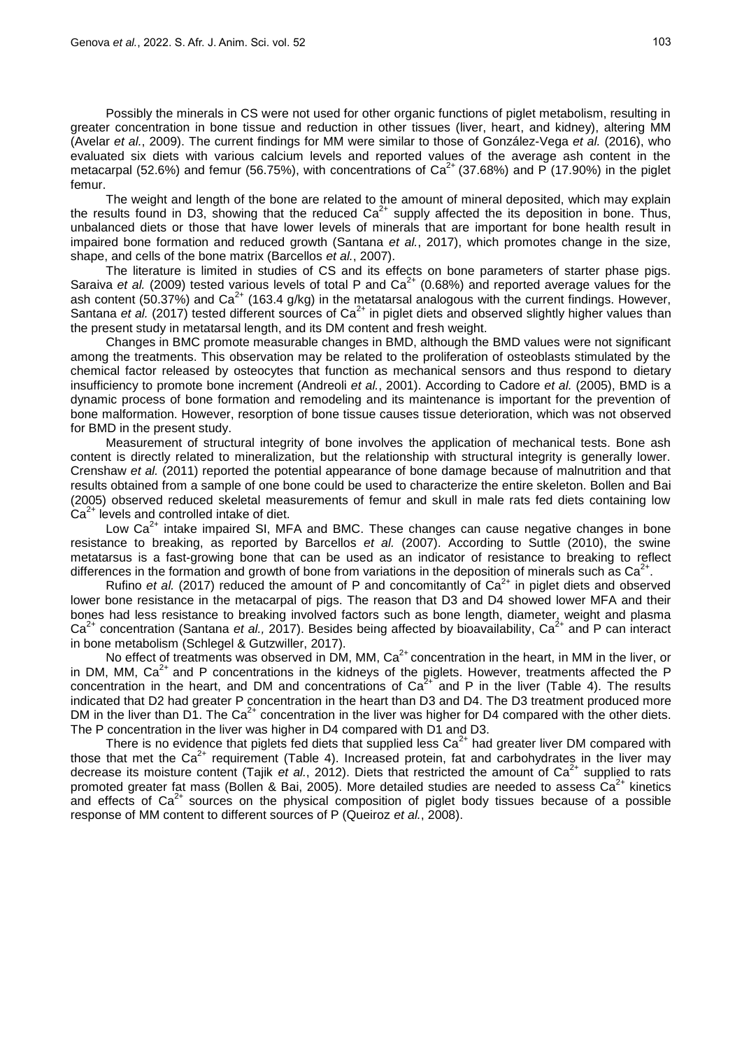Possibly the minerals in CS were not used for other organic functions of piglet metabolism, resulting in greater concentration in bone tissue and reduction in other tissues (liver, heart, and kidney), altering MM (Avelar *et al.*, 2009). The current findings for MM were similar to those of González-Vega *et al.* (2016), who evaluated six diets with various calcium levels and reported values of the average ash content in the metacarpal (52.6%) and femur (56.75%), with concentrations of $Ca^{2+}$ (37.68%) and P (17.90%) in the piglet femur.

The weight and length of the bone are related to the amount of mineral deposited, which may explain the results found in D3, showing that the reduced $Ca^{2+}$ supply affected the its deposition in bone. Thus, unbalanced diets or those that have lower levels of minerals that are important for bone health result in impaired bone formation and reduced growth (Santana *et al.*, 2017), which promotes change in the size, shape, and cells of the bone matrix (Barcellos *et al.*, 2007).

The literature is limited in studies of CS and its effects on bone parameters of starter phase pigs. Saraiva *et al.* (2009) tested various levels of total P and $Ca^{2+}$ (0.68%) and reported average values for the ash content (50.37%) and $Ca^{2+}$ (163.4 g/kg) in the metatarsal analogous with the current findings. However, Santana *et al.* (2017) tested different sources of $Ca^{2+}$ in piglet diets and observed slightly higher values than the present study in metatarsal length, and its DM content and fresh weight.

Changes in BMC promote measurable changes in BMD, although the BMD values were not significant among the treatments. This observation may be related to the proliferation of osteoblasts stimulated by the chemical factor released by osteocytes that function as mechanical sensors and thus respond to dietary insufficiency to promote bone increment (Andreoli *et al.*, 2001). According to Cadore *et al.* (2005), BMD is a dynamic process of bone formation and remodeling and its maintenance is important for the prevention of bone malformation. However, resorption of bone tissue causes tissue deterioration, which was not observed for BMD in the present study.

Measurement of structural integrity of bone involves the application of mechanical tests. Bone ash content is directly related to mineralization, but the relationship with structural integrity is generally lower. Crenshaw *et al.* (2011) reported the potential appearance of bone damage because of malnutrition and that results obtained from a sample of one bone could be used to characterize the entire skeleton. Bollen and Bai (2005) observed reduced skeletal measurements of femur and skull in male rats fed diets containing low $Ca^{2+}$ levels and controlled intake of diet.

Low $Ca^{2+}$ intake impaired SI, MFA and BMC. These changes can cause negative changes in bone resistance to breaking, as reported by Barcellos *et al.* (2007). According to Suttle (2010), the swine metatarsus is a fast-growing bone that can be used as an indicator of resistance to breaking to reflect differences in the formation and growth of bone from variations in the deposition of minerals such as $Ca^{2+}$.

Rufino *et al.* (2017) reduced the amount of P and concomitantly of $Ca^{2+}$ in piglet diets and observed lower bone resistance in the metacarpal of pigs. The reason that D3 and D4 showed lower MFA and their bones had less resistance to breaking involved factors such as bone length, diameter, weight and plasma $Ca^{2+}$ concentration (Santana *et al.,* 2017). Besides being affected by bioavailability, $Ca^{2+}$ and P can interact in bone metabolism (Schlegel & Gutzwiller, 2017).

No effect of treatments was observed in DM, MM, $Ca^{2+}$ concentration in the heart, in MM in the liver, or in DM, MM, $Ca^{2+}$ and P concentrations in the kidneys of the piglets. However, treatments affected the P concentration in the heart, and DM and concentrations of $Ca^{2+}$ and P in the liver (Table 4). The results indicated that D2 had greater P concentration in the heart than D3 and D4. The D3 treatment produced more DM in the liver than D1. The $Ca^{2+}$ concentration in the liver was higher for D4 compared with the other diets. The P concentration in the liver was higher in D4 compared with D1 and D3.

There is no evidence that piglets fed diets that supplied less $Ca^{2+}$ had greater liver DM compared with those that met the $Ca^{2+}$ requirement (Table 4). Increased protein, fat and carbohydrates in the liver may decrease its moisture content (Tajik *et al.*, 2012). Diets that restricted the amount of $Ca^{2+}$ supplied to rats promoted greater fat mass (Bollen & Bai, 2005). More detailed studies are needed to assess $Ca^{2+}$ kinetics and effects of $Ca^{2+}$ sources on the physical composition of piglet body tissues because of a possible response of MM content to different sources of P (Queiroz *et al.*, 2008).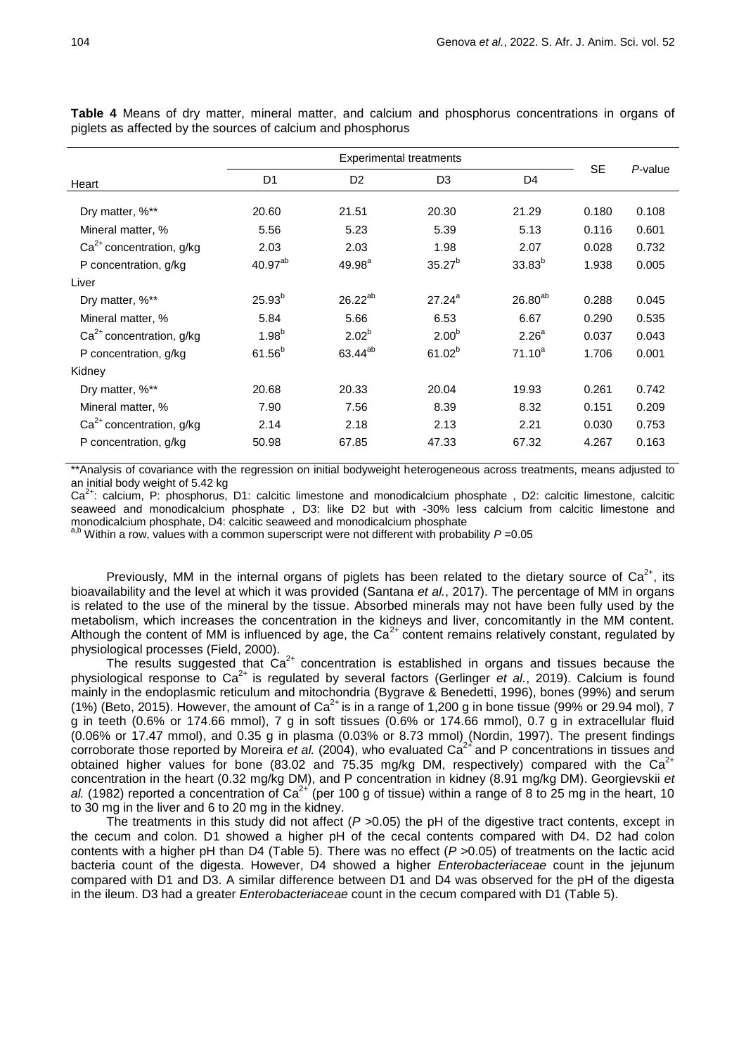**Table 4** Means of dry matter, mineral matter, and calcium and phosphorus concentrations in organs of piglets as affected by the sources of calcium and phosphorus

| | Experimental treatments | | | | SE | *P*-value |
|---|---|---|---|---|---|---|
| Heart | D1 | D2 | D3 | D4 | | |
| Dry matter, %** | 20.60 | 21.51 | 20.30 | 21.29 | 0.180 | 0.108 |
| Mineral matter, % | 5.56 | 5.23 | 5.39 | 5.13 | 0.116 | 0.601 |
| $Ca^{2+}$ concentration, g/kg | 2.03 | 2.03 | 1.98 | 2.07 | 0.028 | 0.732 |
| P concentration, g/kg | $40.97^{ab}$ | $49.98^{a}$ | $35.27^{b}$ | $33.83^{b}$ | 1.938 | 0.005 |
| Liver | | | | | | |
| Dry matter, %** | $25.93^{b}$ | $26.22^{ab}$ | $27.24^{a}$ | $26.80^{ab}$ | 0.288 | 0.045 |
| Mineral matter, % | 5.84 | 5.66 | 6.53 | 6.67 | 0.290 | 0.535 |
| $Ca^{2+}$ concentration, g/kg | $1.98^{b}$ | $2.02^{b}$ | $2.00^{b}$ | $2.26^{a}$ | 0.037 | 0.043 |
| P concentration, g/kg | $61.56^{b}$ | $63.44^{ab}$ | $61.02^{b}$ | $71.10^{a}$ | 1.706 | 0.001 |
| Kidney | | | | | | |
| Dry matter, %** | 20.68 | 20.33 | 20.04 | 19.93 | 0.261 | 0.742 |
| Mineral matter, % | 7.90 | 7.56 | 8.39 | 8.32 | 0.151 | 0.209 |
| $Ca^{2+}$ concentration, g/kg | 2.14 | 2.18 | 2.13 | 2.21 | 0.030 | 0.753 |
| P concentration, g/kg | 50.98 | 67.85 | 47.33 | 67.32 | 4.267 | 0.163 |

**Analysis of covariance with the regression on initial bodyweight heterogeneous across treatments, means adjusted to an initial body weight of 5.42 kg

$Ca^{2+}$: calcium, P: phosphorus, D1: calcitic limestone and monodicalcium phosphate , D2: calcitic limestone, calcitic seaweed and monodicalcium phosphate , D3: like D2 but with -30% less calcium from calcitic limestone and monodicalcium phosphate, D4: calcitic seaweed and monodicalcium phosphate

[a,b] Within a row, values with a common superscript were not different with probability $P$ =0.05

Previously, MM in the internal organs of piglets has been related to the dietary source of $Ca^{2+}$, its bioavailability and the level at which it was provided (Santana *et al.*, 2017). The percentage of MM in organs is related to the use of the mineral by the tissue. Absorbed minerals may not have been fully used by the metabolism, which increases the concentration in the kidneys and liver, concomitantly in the MM content. Although the content of MM is influenced by age, the $Ca^{2+}$ content remains relatively constant, regulated by physiological processes (Field, 2000).

The results suggested that $Ca^{2+}$ concentration is established in organs and tissues because the physiological response to $Ca^{2+}$ is regulated by several factors (Gerlinger *et al.*, 2019). Calcium is found mainly in the endoplasmic reticulum and mitochondria (Bygrave & Benedetti, 1996), bones (99%) and serum (1%) (Beto, 2015). However, the amount of $Ca^{2+}$ is in a range of 1,200 g in bone tissue (99% or 29.94 mol), 7 g in teeth (0.6% or 174.66 mmol), 7 g in soft tissues (0.6% or 174.66 mmol), 0.7 g in extracellular fluid (0.06% or 17.47 mmol), and 0.35 g in plasma (0.03% or 8.73 mmol) (Nordin, 1997). The present findings corroborate those reported by Moreira *et al.* (2004), who evaluated $Ca^{2+}$ and P concentrations in tissues and obtained higher values for bone (83.02 and 75.35 mg/kg DM, respectively) compared with the $Ca^{2+}$ concentration in the heart (0.32 mg/kg DM), and P concentration in kidney (8.91 mg/kg DM). Georgievskii *et al.* (1982) reported a concentration of $Ca^{2+}$ (per 100 g of tissue) within a range of 8 to 25 mg in the heart, 10 to 30 mg in the liver and 6 to 20 mg in the kidney.

The treatments in this study did not affect ($P$ >0.05) the pH of the digestive tract contents, except in the cecum and colon. D1 showed a higher pH of the cecal contents compared with D4. D2 had colon contents with a higher pH than D4 (Table 5). There was no effect ($P$ >0.05) of treatments on the lactic acid bacteria count of the digesta. However, D4 showed a higher *Enterobacteriaceae* count in the jejunum compared with D1 and D3. A similar difference between D1 and D4 was observed for the pH of the digesta in the ileum. D3 had a greater *Enterobacteriaceae* count in the cecum compared with D1 (Table 5).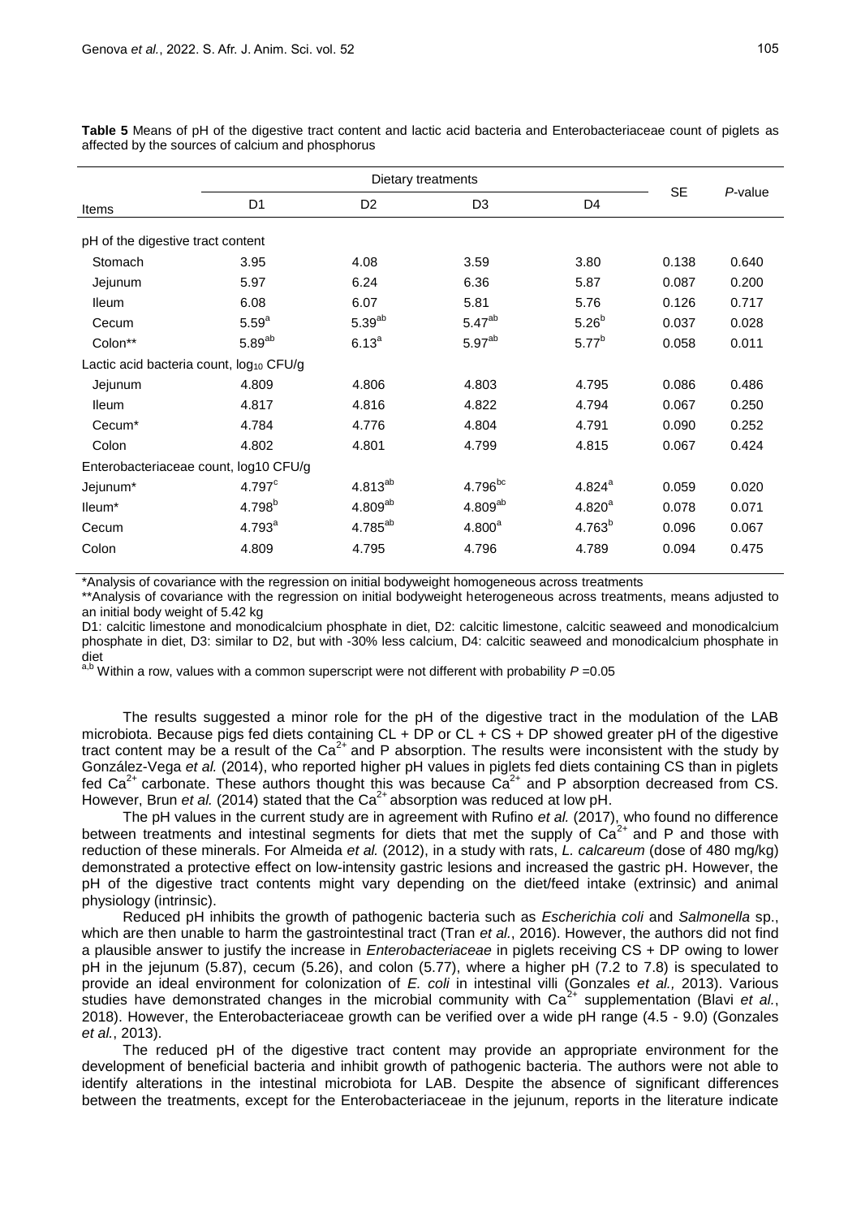**Table 5** Means of pH of the digestive tract content and lactic acid bacteria and Enterobacteriaceae count of piglets as affected by the sources of calcium and phosphorus

| Items | Dietary treatments | | | | SE | *P*-value |
|---|---|---|---|---|---|---|
| | D1 | D2 | D3 | D4 | | |
| pH of the digestive tract content | | | | | | |
| Stomach | 3.95 | 4.08 | 3.59 | 3.80 | 0.138 | 0.640 |
| Jejunum | 5.97 | 6.24 | 6.36 | 5.87 | 0.087 | 0.200 |
| Ileum | 6.08 | 6.07 | 5.81 | 5.76 | 0.126 | 0.717 |
| Cecum | $5.59^{a}$ | $5.39^{ab}$ | $5.47^{ab}$ | $5.26^{b}$ | 0.037 | 0.028 |
| Colon** | $5.89^{ab}$ | $6.13^{a}$ | $5.97^{ab}$ | $5.77^{b}$ | 0.058 | 0.011 |
| Lactic acid bacteria count, $\log_{10}$ CFU/g | | | | | | |
| Jejunum | 4.809 | 4.806 | 4.803 | 4.795 | 0.086 | 0.486 |
| Ileum | 4.817 | 4.816 | 4.822 | 4.794 | 0.067 | 0.250 |
| Cecum* | 4.784 | 4.776 | 4.804 | 4.791 | 0.090 | 0.252 |
| Colon | 4.802 | 4.801 | 4.799 | 4.815 | 0.067 | 0.424 |
| Enterobacteriaceae count, log10 CFU/g | | | | | | |
| Jejunum* | $4.797^{c}$ | $4.813^{ab}$ | $4.796^{bc}$ | $4.824^{a}$ | 0.059 | 0.020 |
| Ileum* | $4.798^{b}$ | $4.809^{ab}$ | $4.809^{ab}$ | $4.820^{a}$ | 0.078 | 0.071 |
| Cecum | $4.793^{a}$ | $4.785^{ab}$ | $4.800^{a}$ | $4.763^{b}$ | 0.096 | 0.067 |
| Colon | 4.809 | 4.795 | 4.796 | 4.789 | 0.094 | 0.475 |

*Analysis of covariance with the regression on initial bodyweight homogeneous across treatments

**Analysis of covariance with the regression on initial bodyweight heterogeneous across treatments, means adjusted to an initial body weight of 5.42 kg

D1: calcitic limestone and monodicalcium phosphate in diet, D2: calcitic limestone, calcitic seaweed and monodicalcium phosphate in diet, D3: similar to D2, but with -30% less calcium, D4: calcitic seaweed and monodicalcium phosphate in diet

[a,b] Within a row, values with a common superscript were not different with probability $P$ =0.05

The results suggested a minor role for the pH of the digestive tract in the modulation of the LAB microbiota. Because pigs fed diets containing CL + DP or CL + CS + DP showed greater pH of the digestive tract content may be a result of the $Ca^{2+}$ and P absorption. The results were inconsistent with the study by González-Vega *et al.* (2014), who reported higher pH values in piglets fed diets containing CS than in piglets fed $Ca^{2+}$ carbonate. These authors thought this was because $Ca^{2+}$ and P absorption decreased from CS. However, Brun *et al.* (2014) stated that the $Ca^{2+}$ absorption was reduced at low pH.

The pH values in the current study are in agreement with Rufino *et al.* (2017), who found no difference between treatments and intestinal segments for diets that met the supply of $Ca^{2+}$ and P and those with reduction of these minerals. For Almeida *et al.* (2012), in a study with rats, *L. calcareum* (dose of 480 mg/kg) demonstrated a protective effect on low-intensity gastric lesions and increased the gastric pH. However, the pH of the digestive tract contents might vary depending on the diet/feed intake (extrinsic) and animal physiology (intrinsic).

Reduced pH inhibits the growth of pathogenic bacteria such as *Escherichia coli* and *Salmonella* sp., which are then unable to harm the gastrointestinal tract (Tran *et al.*, 2016). However, the authors did not find a plausible answer to justify the increase in *Enterobacteriaceae* in piglets receiving CS + DP owing to lower pH in the jejunum (5.87), cecum (5.26), and colon (5.77), where a higher pH (7.2 to 7.8) is speculated to provide an ideal environment for colonization of *E. coli* in intestinal villi (Gonzales *et al.,* 2013). Various studies have demonstrated changes in the microbial community with $Ca^{2+}$ supplementation (Blavi *et al.*, 2018). However, the Enterobacteriaceae growth can be verified over a wide pH range (4.5 - 9.0) (Gonzales *et al.*, 2013).

The reduced pH of the digestive tract content may provide an appropriate environment for the development of beneficial bacteria and inhibit growth of pathogenic bacteria. The authors were not able to identify alterations in the intestinal microbiota for LAB. Despite the absence of significant differences between the treatments, except for the Enterobacteriaceae in the jejunum, reports in the literature indicate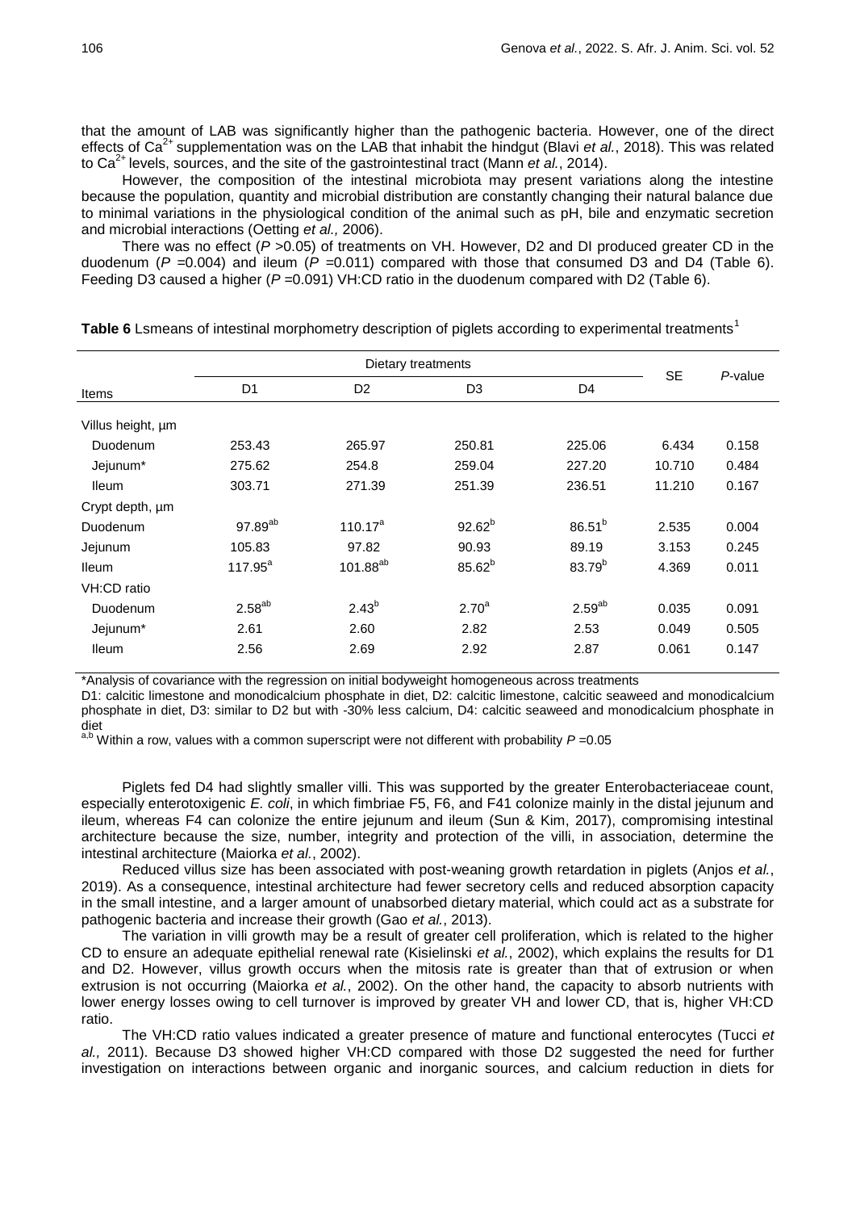that the amount of LAB was significantly higher than the pathogenic bacteria. However, one of the direct effects of $Ca^{2+}$ supplementation was on the LAB that inhabit the hindgut (Blavi *et al.*, 2018). This was related to $Ca^{2+}$ levels, sources, and the site of the gastrointestinal tract (Mann *et al.*, 2014).

However, the composition of the intestinal microbiota may present variations along the intestine because the population, quantity and microbial distribution are constantly changing their natural balance due to minimal variations in the physiological condition of the animal such as pH, bile and enzymatic secretion and microbial interactions (Oetting *et al.,* 2006).

There was no effect ($P$ >0.05) of treatments on VH. However, D2 and DI produced greater CD in the duodenum ($P$ =0.004) and ileum ($P$ =0.011) compared with those that consumed D3 and D4 (Table 6). Feeding D3 caused a higher ($P$ =0.091) VH:CD ratio in the duodenum compared with D2 (Table 6).

**Table 6** Lsmeans of intestinal morphometry description of piglets according to experimental treatments[1]

| Items | Dietary treatments | | | | SE | *P*-value |
|---|---|---|---|---|---|---|
| | D1 | D2 | D3 | D4 | | |
| Villus height, µm | | | | | | |
| Duodenum | 253.43 | 265.97 | 250.81 | 225.06 | 6.434 | 0.158 |
| Jejunum* | 275.62 | 254.8 | 259.04 | 227.20 | 10.710 | 0.484 |
| Ileum | 303.71 | 271.39 | 251.39 | 236.51 | 11.210 | 0.167 |
| Crypt depth, µm | | | | | | |
| Duodenum | 97.89[ab] | 110.17[a] | 92.62[b] | 86.51[b] | 2.535 | 0.004 |
| Jejunum | 105.83 | 97.82 | 90.93 | 89.19 | 3.153 | 0.245 |
| Ileum | 117.95[a] | 101.88[ab] | 85.62[b] | 83.79[b] | 4.369 | 0.011 |
| VH:CD ratio | | | | | | |
| Duodenum | 2.58[ab] | 2.43[b] | 2.70[a] | 2.59[ab] | 0.035 | 0.091 |
| Jejunum* | 2.61 | 2.60 | 2.82 | 2.53 | 0.049 | 0.505 |
| Ileum | 2.56 | 2.69 | 2.92 | 2.87 | 0.061 | 0.147 |

*Analysis of covariance with the regression on initial bodyweight homogeneous across treatments

D1: calcitic limestone and monodicalcium phosphate in diet, D2: calcitic limestone, calcitic seaweed and monodicalcium phosphate in diet, D3: similar to D2 but with -30% less calcium, D4: calcitic seaweed and monodicalcium phosphate in diet

[a,b] Within a row, values with a common superscript were not different with probability $P$ =0.05

Piglets fed D4 had slightly smaller villi. This was supported by the greater Enterobacteriaceae count, especially enterotoxigenic *E. coli*, in which fimbriae F5, F6, and F41 colonize mainly in the distal jejunum and ileum, whereas F4 can colonize the entire jejunum and ileum (Sun & Kim, 2017), compromising intestinal architecture because the size, number, integrity and protection of the villi, in association, determine the intestinal architecture (Maiorka *et al.*, 2002).

Reduced villus size has been associated with post-weaning growth retardation in piglets (Anjos *et al.*, 2019). As a consequence, intestinal architecture had fewer secretory cells and reduced absorption capacity in the small intestine, and a larger amount of unabsorbed dietary material, which could act as a substrate for pathogenic bacteria and increase their growth (Gao *et al.*, 2013).

The variation in villi growth may be a result of greater cell proliferation, which is related to the higher CD to ensure an adequate epithelial renewal rate (Kisielinski *et al.*, 2002), which explains the results for D1 and D2. However, villus growth occurs when the mitosis rate is greater than that of extrusion or when extrusion is not occurring (Maiorka *et al.*, 2002). On the other hand, the capacity to absorb nutrients with lower energy losses owing to cell turnover is improved by greater VH and lower CD, that is, higher VH:CD ratio.

The VH:CD ratio values indicated a greater presence of mature and functional enterocytes (Tucci *et al.,* 2011). Because D3 showed higher VH:CD compared with those D2 suggested the need for further investigation on interactions between organic and inorganic sources, and calcium reduction in diets for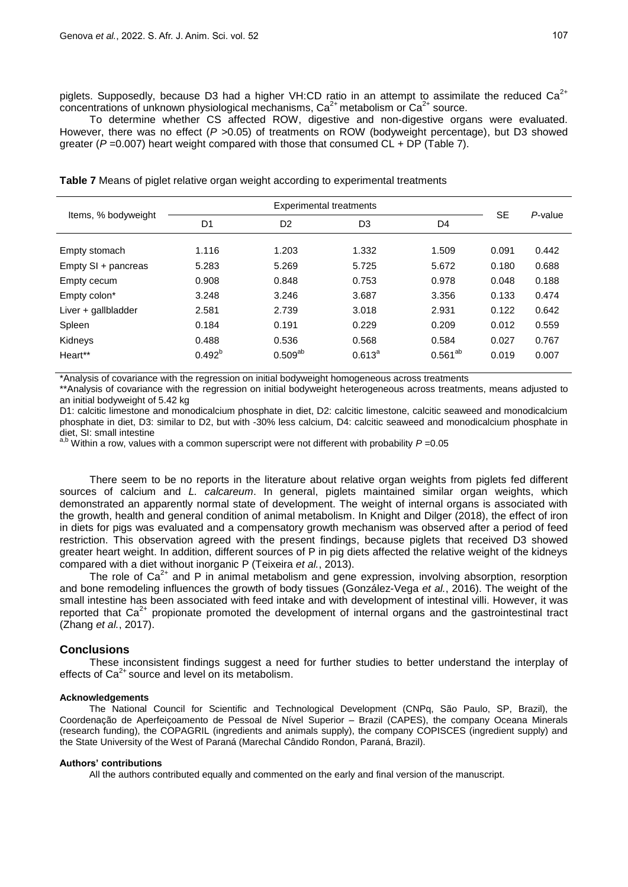piglets. Supposedly, because D3 had a higher VH:CD ratio in an attempt to assimilate the reduced $Ca^{2+}$ concentrations of unknown physiological mechanisms, $Ca^{2+}$ metabolism or $Ca^{2+}$ source.

To determine whether CS affected ROW, digestive and non-digestive organs were evaluated. However, there was no effect ($P$ >0.05) of treatments on ROW (bodyweight percentage), but D3 showed greater ($P$ =0.007) heart weight compared with those that consumed CL + DP (Table 7).

**Table 7** Means of piglet relative organ weight according to experimental treatments

| Items, % bodyweight | Experimental treatments | | | | SE | *P*-value |
|---|---|---|---|---|---|---|
| | D1 | D2 | D3 | D4 | | |
| Empty stomach | 1.116 | 1.203 | 1.332 | 1.509 | 0.091 | 0.442 |
| Empty SI + pancreas | 5.283 | 5.269 | 5.725 | 5.672 | 0.180 | 0.688 |
| Empty cecum | 0.908 | 0.848 | 0.753 | 0.978 | 0.048 | 0.188 |
| Empty colon* | 3.248 | 3.246 | 3.687 | 3.356 | 0.133 | 0.474 |
| Liver + gallbladder | 2.581 | 2.739 | 3.018 | 2.931 | 0.122 | 0.642 |
| Spleen | 0.184 | 0.191 | 0.229 | 0.209 | 0.012 | 0.559 |
| Kidneys | 0.488 | 0.536 | 0.568 | 0.584 | 0.027 | 0.767 |
| Heart** | 0.492[b] | 0.509[ab] | 0.613[a] | 0.561[ab] | 0.019 | 0.007 |

*Analysis of covariance with the regression on initial bodyweight homogeneous across treatments

**Analysis of covariance with the regression on initial bodyweight heterogeneous across treatments, means adjusted to an initial bodyweight of 5.42 kg

D1: calcitic limestone and monodicalcium phosphate in diet, D2: calcitic limestone, calcitic seaweed and monodicalcium phosphate in diet, D3: similar to D2, but with -30% less calcium, D4: calcitic seaweed and monodicalcium phosphate in diet, SI: small intestine

[a,b] Within a row, values with a common superscript were not different with probability $P$ =0.05

There seem to be no reports in the literature about relative organ weights from piglets fed different sources of calcium and *L. calcareum*. In general, piglets maintained similar organ weights, which demonstrated an apparently normal state of development. The weight of internal organs is associated with the growth, health and general condition of animal metabolism. In Knight and Dilger (2018), the effect of iron in diets for pigs was evaluated and a compensatory growth mechanism was observed after a period of feed restriction. This observation agreed with the present findings, because piglets that received D3 showed greater heart weight. In addition, different sources of P in pig diets affected the relative weight of the kidneys compared with a diet without inorganic P (Teixeira *et al.*, 2013).

The role of $Ca^{2+}$ and P in animal metabolism and gene expression, involving absorption, resorption and bone remodeling influences the growth of body tissues (González-Vega *et al.*, 2016). The weight of the small intestine has been associated with feed intake and with development of intestinal villi. However, it was reported that $Ca^{2+}$ propionate promoted the development of internal organs and the gastrointestinal tract (Zhang *et al.*, 2017).

## Conclusions

These inconsistent findings suggest a need for further studies to better understand the interplay of effects of $Ca^{2+}$ source and level on its metabolism.

#### Acknowledgements

The National Council for Scientific and Technological Development (CNPq, São Paulo, SP, Brazil), the Coordenação de Aperfeiçoamento de Pessoal de Nível Superior – Brazil (CAPES), the company Oceana Minerals (research funding), the COPAGRIL (ingredients and animals supply), the company COPISCES (ingredient supply) and the State University of the West of Paraná (Marechal Cândido Rondon, Paraná, Brazil).

#### Authors' contributions

All the authors contributed equally and commented on the early and final version of the manuscript.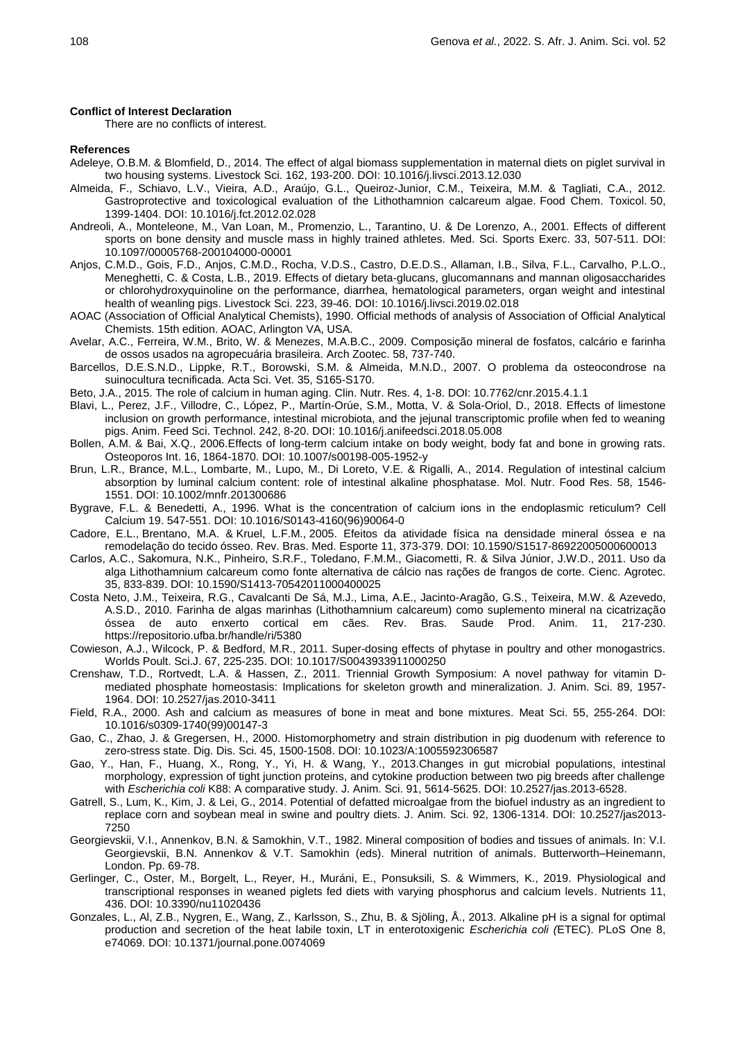**Conflict of Interest Declaration**

There are no conflicts of interest.

**References**

Adeleye, O.B.M. & Blomfield, D., 2014. The effect of algal biomass supplementation in maternal diets on piglet survival in two housing systems. Livestock Sci. 162, 193-200. DOI: 10.1016/j.livsci.2013.12.030

Almeida, F., Schiavo, L.V., Vieira, A.D., Araújo, G.L., Queiroz-Junior, C.M., Teixeira, M.M. & Tagliati, C.A., 2012. Gastroprotective and toxicological evaluation of the Lithothamnion calcareum algae. Food Chem. Toxicol. 50, 1399-1404. DOI: 10.1016/j.fct.2012.02.028

Andreoli, A., Monteleone, M., Van Loan, M., Promenzio, L., Tarantino, U. & De Lorenzo, A., 2001. Effects of different sports on bone density and muscle mass in highly trained athletes. Med. Sci. Sports Exerc. 33, 507-511. DOI: 10.1097/00005768-200104000-00001

Anjos, C.M.D., Gois, F.D., Anjos, C.M.D., Rocha, V.D.S., Castro, D.E.D.S., Allaman, I.B., Silva, F.L., Carvalho, P.L.O., Meneghetti, C. & Costa, L.B., 2019. Effects of dietary beta-glucans, glucomannans and mannan oligosaccharides or chlorohydroxyquinoline on the performance, diarrhea, hematological parameters, organ weight and intestinal health of weanling pigs. Livestock Sci. 223, 39-46. DOI: 10.1016/j.livsci.2019.02.018

AOAC (Association of Official Analytical Chemists), 1990. Official methods of analysis of Association of Official Analytical Chemists. 15th edition. AOAC, Arlington VA, USA.

Avelar, A.C., Ferreira, W.M., Brito, W. & Menezes, M.A.B.C., 2009. Composição mineral de fosfatos, calcário e farinha de ossos usados na agropecuária brasileira. Arch Zootec. 58, 737-740.

Barcellos, D.E.S.N.D., Lippke, R.T., Borowski, S.M. & Almeida, M.N.D., 2007. O problema da osteocondrose na suinocultura tecnificada. Acta Sci. Vet. 35, S165-S170.

Beto, J.A., 2015. The role of calcium in human aging. Clin. Nutr. Res. 4, 1-8. DOI: 10.7762/cnr.2015.4.1.1

Blavi, L., Perez, J.F., Villodre, C., López, P., Martín-Orúe, S.M., Motta, V. & Sola-Oriol, D., 2018. Effects of limestone inclusion on growth performance, intestinal microbiota, and the jejunal transcriptomic profile when fed to weaning pigs. Anim. Feed Sci. Technol. 242, 8-20. DOI: 10.1016/j.anifeedsci.2018.05.008

Bollen, A.M. & Bai, X.Q., 2006.Effects of long-term calcium intake on body weight, body fat and bone in growing rats. Osteoporos Int. 16, 1864-1870. DOI: 10.1007/s00198-005-1952-y

Brun, L.R., Brance, M.L., Lombarte, M., Lupo, M., Di Loreto, V.E. & Rigalli, A., 2014. Regulation of intestinal calcium absorption by luminal calcium content: role of intestinal alkaline phosphatase. Mol. Nutr. Food Res. 58, 1546-1551. DOI: 10.1002/mnfr.201300686

Bygrave, F.L. & Benedetti, A., 1996. What is the concentration of calcium ions in the endoplasmic reticulum? Cell Calcium 19. 547-551. DOI: 10.1016/S0143-4160(96)90064-0

Cadore, E.L., Brentano, M.A. & Kruel, L.F.M., 2005. Efeitos da atividade física na densidade mineral óssea e na remodelação do tecido ósseo. Rev. Bras. Med. Esporte 11, 373-379. DOI: 10.1590/S1517-86922005000600013

Carlos, A.C., Sakomura, N.K., Pinheiro, S.R.F., Toledano, F.M.M., Giacometti, R. & Silva Júnior, J.W.D., 2011. Uso da alga Lithothamnium calcareum como fonte alternativa de cálcio nas rações de frangos de corte. Cienc. Agrotec. 35, 833-839. DOI: 10.1590/S1413-70542011000400025

Costa Neto, J.M., Teixeira, R.G., Cavalcanti De Sá, M.J., Lima, A.E., Jacinto-Aragão, G.S., Teixeira, M.W. & Azevedo, A.S.D., 2010. Farinha de algas marinhas (Lithothamnium calcareum) como suplemento mineral na cicatrização óssea de auto enxerto cortical em cães. Rev. Bras. Saude Prod. Anim. 11, 217-230. https://repositorio.ufba.br/handle/ri/5380

Cowieson, A.J., Wilcock, P. & Bedford, M.R., 2011. Super-dosing effects of phytase in poultry and other monogastrics. Worlds Poult. Sci.J. 67, 225-235. DOI: 10.1017/S0043933911000250

Crenshaw, T.D., Rortvedt, L.A. & Hassen, Z., 2011. Triennial Growth Symposium: A novel pathway for vitamin D-mediated phosphate homeostasis: Implications for skeleton growth and mineralization. J. Anim. Sci. 89, 1957-1964. DOI: 10.2527/jas.2010-3411

Field, R.A., 2000. Ash and calcium as measures of bone in meat and bone mixtures. Meat Sci. 55, 255-264. DOI: 10.1016/s0309-1740(99)00147-3

Gao, C., Zhao, J. & Gregersen, H., 2000. Histomorphometry and strain distribution in pig duodenum with reference to zero-stress state. Dig. Dis. Sci. 45, 1500-1508. DOI: 10.1023/A:1005592306587

Gao, Y., Han, F., Huang, X., Rong, Y., Yi, H. & Wang, Y., 2013.Changes in gut microbial populations, intestinal morphology, expression of tight junction proteins, and cytokine production between two pig breeds after challenge with *Escherichia coli* K88: A comparative study. J. Anim. Sci. 91, 5614-5625. DOI: 10.2527/jas.2013-6528.

Gatrell, S., Lum, K., Kim, J. & Lei, G., 2014. Potential of defatted microalgae from the biofuel industry as an ingredient to replace corn and soybean meal in swine and poultry diets. J. Anim. Sci. 92, 1306-1314. DOI: 10.2527/jas2013-7250

Georgievskii, V.I., Annenkov, B.N. & Samokhin, V.T., 1982. Mineral composition of bodies and tissues of animals. In: V.I. Georgievskii, B.N. Annenkov & V.T. Samokhin (eds). Mineral nutrition of animals. Butterworth–Heinemann, London. Pp. 69-78.

Gerlinger, C., Oster, M., Borgelt, L., Reyer, H., Muráni, E., Ponsuksili, S. & Wimmers, K., 2019. Physiological and transcriptional responses in weaned piglets fed diets with varying phosphorus and calcium levels. Nutrients 11, 436. DOI: 10.3390/nu11020436

Gonzales, L., Al, Z.B., Nygren, E., Wang, Z., Karlsson, S., Zhu, B. & Sjöling, Å., 2013. Alkaline pH is a signal for optimal production and secretion of the heat labile toxin, LT in enterotoxigenic *Escherichia coli (*ETEC). PLoS One 8, e74069. DOI: 10.1371/journal.pone.0074069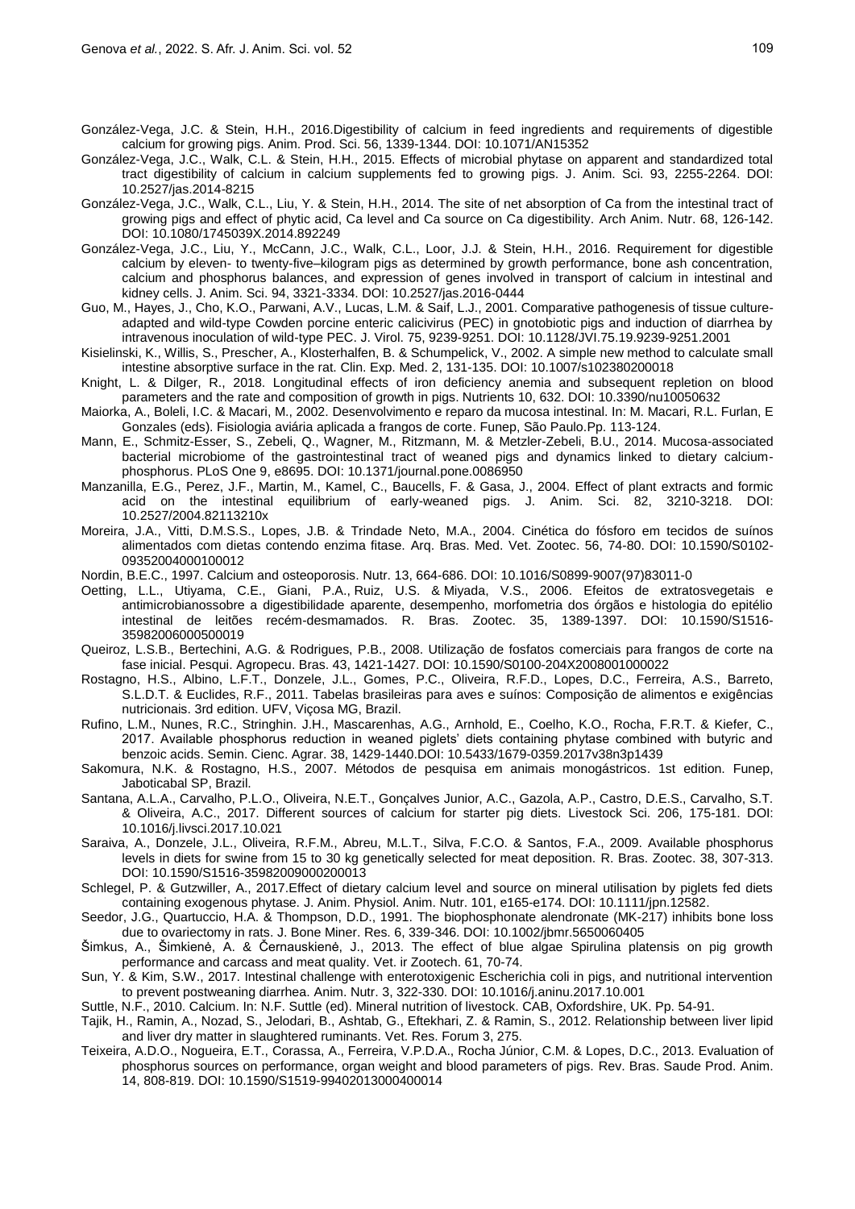González-Vega, J.C. & Stein, H.H., 2016.Digestibility of calcium in feed ingredients and requirements of digestible calcium for growing pigs. Anim. Prod. Sci. 56, 1339-1344. DOI: 10.1071/AN15352

González-Vega, J.C., Walk, C.L. & Stein, H.H., 2015. Effects of microbial phytase on apparent and standardized total tract digestibility of calcium in calcium supplements fed to growing pigs. J. Anim. Sci. 93, 2255-2264. DOI: 10.2527/jas.2014-8215

González-Vega, J.C., Walk, C.L., Liu, Y. & Stein, H.H., 2014. The site of net absorption of Ca from the intestinal tract of growing pigs and effect of phytic acid, Ca level and Ca source on Ca digestibility. Arch Anim. Nutr. 68, 126-142. DOI: 10.1080/1745039X.2014.892249

González-Vega, J.C., Liu, Y., McCann, J.C., Walk, C.L., Loor, J.J. & Stein, H.H., 2016. Requirement for digestible calcium by eleven- to twenty-five–kilogram pigs as determined by growth performance, bone ash concentration, calcium and phosphorus balances, and expression of genes involved in transport of calcium in intestinal and kidney cells. J. Anim. Sci. 94, 3321-3334. DOI: 10.2527/jas.2016-0444

Guo, M., Hayes, J., Cho, K.O., Parwani, A.V., Lucas, L.M. & Saif, L.J., 2001. Comparative pathogenesis of tissue culture-adapted and wild-type Cowden porcine enteric calicivirus (PEC) in gnotobiotic pigs and induction of diarrhea by intravenous inoculation of wild-type PEC. J. Virol. 75, 9239-9251. DOI: 10.1128/JVI.75.19.9239-9251.2001

Kisielinski, K., Willis, S., Prescher, A., Klosterhalfen, B. & Schumpelick, V., 2002. A simple new method to calculate small intestine absorptive surface in the rat. Clin. Exp. Med. 2, 131-135. DOI: 10.1007/s102380200018

Knight, L. & Dilger, R., 2018. Longitudinal effects of iron deficiency anemia and subsequent repletion on blood parameters and the rate and composition of growth in pigs. Nutrients 10, 632. DOI: 10.3390/nu10050632

Maiorka, A., Boleli, I.C. & Macari, M., 2002. Desenvolvimento e reparo da mucosa intestinal. In: M. Macari, R.L. Furlan, E Gonzales (eds). Fisiologia aviária aplicada a frangos de corte. Funep, São Paulo.Pp. 113-124.

Mann, E., Schmitz-Esser, S., Zebeli, Q., Wagner, M., Ritzmann, M. & Metzler-Zebeli, B.U., 2014. Mucosa-associated bacterial microbiome of the gastrointestinal tract of weaned pigs and dynamics linked to dietary calcium-phosphorus. PLoS One 9, e8695. DOI: 10.1371/journal.pone.0086950

Manzanilla, E.G., Perez, J.F., Martin, M., Kamel, C., Baucells, F. & Gasa, J., 2004. Effect of plant extracts and formic acid on the intestinal equilibrium of early-weaned pigs. J. Anim. Sci. 82, 3210-3218. DOI: 10.2527/2004.82113210x

Moreira, J.A., Vitti, D.M.S.S., Lopes, J.B. & Trindade Neto, M.A., 2004. Cinética do fósforo em tecidos de suínos alimentados com dietas contendo enzima fitase. Arq. Bras. Med. Vet. Zootec. 56, 74-80. DOI: 10.1590/S0102-09352004000100012

Nordin, B.E.C., 1997. Calcium and osteoporosis. Nutr. 13, 664-686. DOI: 10.1016/S0899-9007(97)83011-0

Oetting, L.L., Utiyama, C.E., Giani, P.A., Ruiz, U.S. & Miyada, V.S., 2006. Efeitos de extratosvegetais e antimicrobianossobre a digestibilidade aparente, desempenho, morfometria dos órgãos e histologia do epitélio intestinal de leitões recém-desmamados. R. Bras. Zootec. 35, 1389-1397. DOI: 10.1590/S1516-35982006000500019

Queiroz, L.S.B., Bertechini, A.G. & Rodrigues, P.B., 2008. Utilização de fosfatos comerciais para frangos de corte na fase inicial. Pesqui. Agropecu. Bras. 43, 1421-1427. DOI: 10.1590/S0100-204X2008001000022

Rostagno, H.S., Albino, L.F.T., Donzele, J.L., Gomes, P.C., Oliveira, R.F.D., Lopes, D.C., Ferreira, A.S., Barreto, S.L.D.T. & Euclides, R.F., 2011. Tabelas brasileiras para aves e suínos: Composição de alimentos e exigências nutricionais. 3rd edition. UFV, Viçosa MG, Brazil.

Rufino, L.M., Nunes, R.C., Stringhin. J.H., Mascarenhas, A.G., Arnhold, E., Coelho, K.O., Rocha, F.R.T. & Kiefer, C., 2017. Available phosphorus reduction in weaned piglets' diets containing phytase combined with butyric and benzoic acids. Semin. Cienc. Agrar. 38, 1429-1440.DOI: 10.5433/1679-0359.2017v38n3p1439

Sakomura, N.K. & Rostagno, H.S., 2007. Métodos de pesquisa em animais monogástricos. 1st edition. Funep, Jaboticabal SP, Brazil.

Santana, A.L.A., Carvalho, P.L.O., Oliveira, N.E.T., Gonçalves Junior, A.C., Gazola, A.P., Castro, D.E.S., Carvalho, S.T. & Oliveira, A.C., 2017. Different sources of calcium for starter pig diets. Livestock Sci. 206, 175-181. DOI: 10.1016/j.livsci.2017.10.021

Saraiva, A., Donzele, J.L., Oliveira, R.F.M., Abreu, M.L.T., Silva, F.C.O. & Santos, F.A., 2009. Available phosphorus levels in diets for swine from 15 to 30 kg genetically selected for meat deposition. R. Bras. Zootec. 38, 307-313. DOI: 10.1590/S1516-35982009000200013

Schlegel, P. & Gutzwiller, A., 2017.Effect of dietary calcium level and source on mineral utilisation by piglets fed diets containing exogenous phytase. J. Anim. Physiol. Anim. Nutr. 101, e165-e174. DOI: 10.1111/jpn.12582.

Seedor, J.G., Quartuccio, H.A. & Thompson, D.D., 1991. The biophosphonate alendronate (MK-217) inhibits bone loss due to ovariectomy in rats. J. Bone Miner. Res. 6, 339-346. DOI: 10.1002/jbmr.5650060405

Šimkus, A., Šimkienė, A. & Černauskienė, J., 2013. The effect of blue algae Spirulina platensis on pig growth performance and carcass and meat quality. Vet. ir Zootech. 61, 70-74.

Sun, Y. & Kim, S.W., 2017. Intestinal challenge with enterotoxigenic Escherichia coli in pigs, and nutritional intervention to prevent postweaning diarrhea. Anim. Nutr. 3, 322-330. DOI: 10.1016/j.aninu.2017.10.001

Suttle, N.F., 2010. Calcium. In: N.F. Suttle (ed). Mineral nutrition of livestock. CAB, Oxfordshire, UK. Pp. 54-91.

Tajik, H., Ramin, A., Nozad, S., Jelodari, B., Ashtab, G., Eftekhari, Z. & Ramin, S., 2012. Relationship between liver lipid and liver dry matter in slaughtered ruminants. Vet. Res. Forum 3, 275.

Teixeira, A.D.O., Nogueira, E.T., Corassa, A., Ferreira, V.P.D.A., Rocha Júnior, C.M. & Lopes, D.C., 2013. Evaluation of phosphorus sources on performance, organ weight and blood parameters of pigs. Rev. Bras. Saude Prod. Anim. 14, 808-819. DOI: 10.1590/S1519-99402013000400014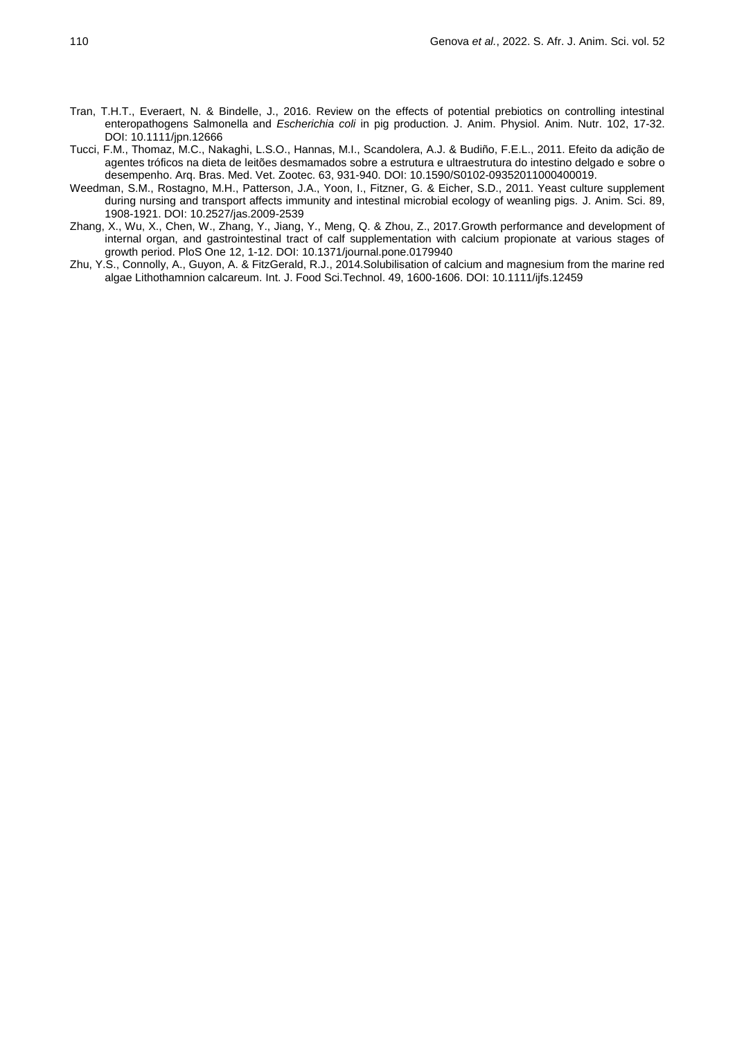Tran, T.H.T., Everaert, N. & Bindelle, J., 2016. Review on the effects of potential prebiotics on controlling intestinal enteropathogens Salmonella and *Escherichia coli* in pig production. J. Anim. Physiol. Anim. Nutr. 102, 17-32. DOI: 10.1111/jpn.12666

Tucci, F.M., Thomaz, M.C., Nakaghi, L.S.O., Hannas, M.I., Scandolera, A.J. & Budiño, F.E.L., 2011. Efeito da adição de agentes tróficos na dieta de leitões desmamados sobre a estrutura e ultraestrutura do intestino delgado e sobre o desempenho. Arq. Bras. Med. Vet. Zootec. 63, 931-940. DOI: 10.1590/S0102-09352011000400019.

Weedman, S.M., Rostagno, M.H., Patterson, J.A., Yoon, I., Fitzner, G. & Eicher, S.D., 2011. Yeast culture supplement during nursing and transport affects immunity and intestinal microbial ecology of weanling pigs. J. Anim. Sci. 89, 1908-1921. DOI: 10.2527/jas.2009-2539

Zhang, X., Wu, X., Chen, W., Zhang, Y., Jiang, Y., Meng, Q. & Zhou, Z., 2017.Growth performance and development of internal organ, and gastrointestinal tract of calf supplementation with calcium propionate at various stages of growth period. PloS One 12, 1-12. DOI: 10.1371/journal.pone.0179940

Zhu, Y.S., Connolly, A., Guyon, A. & FitzGerald, R.J., 2014.Solubilisation of calcium and magnesium from the marine red algae Lithothamnion calcareum. Int. J. Food Sci.Technol. 49, 1600-1606. DOI: 10.1111/ijfs.12459